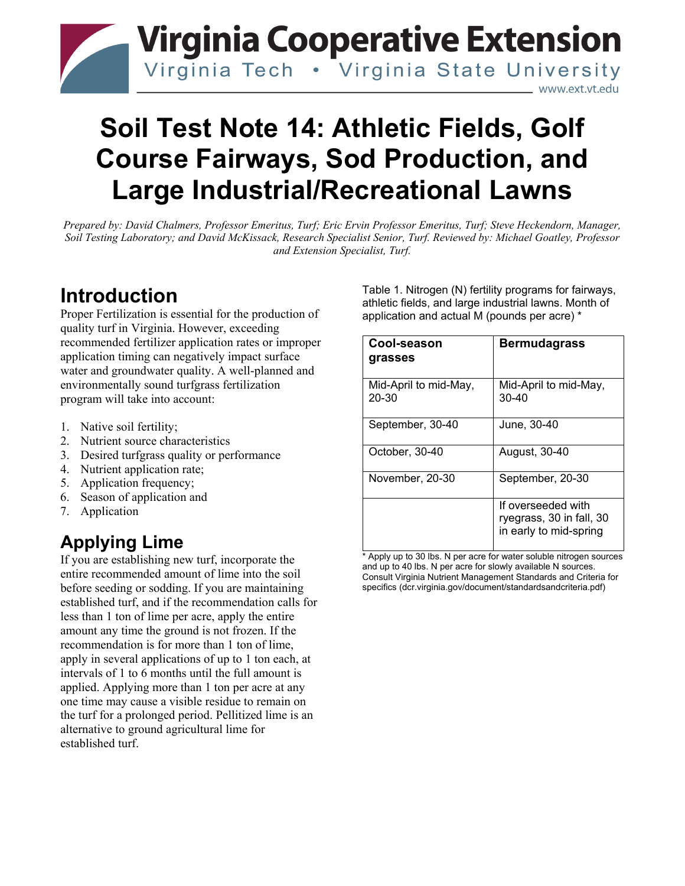# Virginia Cooperative Extension

Virginia Tech • Virginia State University

www.ext.vt.edu

# Soil Test Note 14: Athletic Fields, Golf Course Fairways, Sod Production, and Large Industrial/Recreational Lawns

*Prepared by: David Chalmers, Professor Emeritus, Turf; Eric Ervin Professor Emeritus, Turf; Steve Heckendorn, Manager, Soil Testing Laboratory; and David McKissack, Research Specialist Senior, Turf. Reviewed by: Michael Goatley, Professor and Extension Specialist, Turf.*

## Introduction

Proper Fertilization is essential for the production of quality turf in Virginia. However, exceeding recommended fertilizer application rates or improper application timing can negatively impact surface water and groundwater quality. A well-planned and environmentally sound turfgrass fertilization program will take into account:

1. Native soil fertility;
2. Nutrient source characteristics
3. Desired turfgrass quality or performance
4. Nutrient application rate;
5. Application frequency;
6. Season of application and
7. Application

## Applying Lime

If you are establishing new turf, incorporate the entire recommended amount of lime into the soil before seeding or sodding. If you are maintaining established turf, and if the recommendation calls for less than 1 ton of lime per acre, apply the entire amount any time the ground is not frozen. If the recommendation is for more than 1 ton of lime, apply in several applications of up to 1 ton each, at intervals of 1 to 6 months until the full amount is applied. Applying more than 1 ton per acre at any one time may cause a visible residue to remain on the turf for a prolonged period. Pellitized lime is an alternative to ground agricultural lime for established turf.

Table 1. Nitrogen (N) fertility programs for fairways, athletic fields, and large industrial lawns. Month of application and actual M (pounds per acre) *

| Cool-season grasses | Bermudagrass |
|---|---|
| Mid-April to mid-May, 20-30 | Mid-April to mid-May, 30-40 |
| September, 30-40 | June, 30-40 |
| October, 30-40 | August, 30-40 |
| November, 20-30 | September, 20-30 |
| | If overseeded with ryegrass, 30 in fall, 30 in early to mid-spring |

\* Apply up to 30 lbs. N per acre for water soluble nitrogen sources and up to 40 lbs. N per acre for slowly available N sources. Consult Virginia Nutrient Management Standards and Criteria for specifics (dcr.virginia.gov/document/standardsandcriteria.pdf)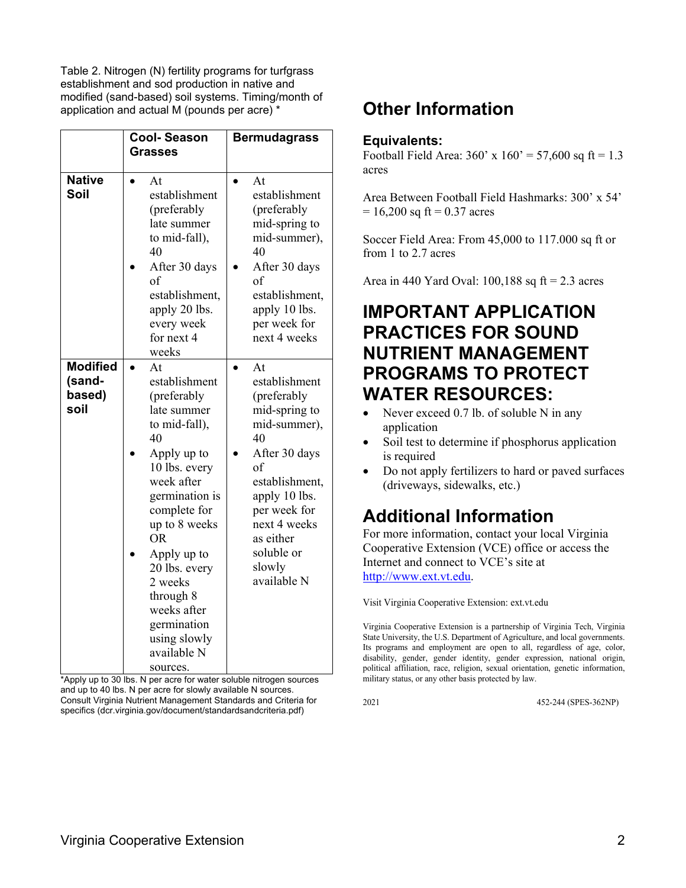Table 2. Nitrogen (N) fertility programs for turfgrass establishment and sod production in native and modified (sand-based) soil systems. Timing/month of application and actual M (pounds per acre) *

| | Cool- Season Grasses | Bermudagrass |
|---|---|---|
| **Native Soil** | • At establishment (preferably late summer to mid-fall), 40<br>• After 30 days of establishment, apply 20 lbs. every week for next 4 weeks | • At establishment (preferably mid-spring to mid-summer), 40<br>• After 30 days of establishment, apply 10 lbs. per week for next 4 weeks |
| **Modified (sand-based) soil** | • At establishment (preferably late summer to mid-fall), 40<br>• Apply up to 10 lbs. every week after germination is complete for up to 8 weeks OR<br>• Apply up to 20 lbs. every 2 weeks through 8 weeks after germination using slowly available N sources. | • At establishment (preferably mid-spring to mid-summer), 40<br>• After 30 days of establishment, apply 10 lbs. per week for next 4 weeks as either soluble or slowly available N |

*Apply up to 30 lbs. N per acre for water soluble nitrogen sources and up to 40 lbs. N per acre for slowly available N sources. Consult Virginia Nutrient Management Standards and Criteria for specifics (dcr.virginia.gov/document/standardsandcriteria.pdf)

# Other Information

### Equivalents:

Football Field Area: 360' x 160' = 57,600 sq ft = 1.3 acres

Area Between Football Field Hashmarks: 300' x 54' = 16,200 sq ft = 0.37 acres

Soccer Field Area: From 45,000 to 117.000 sq ft or from 1 to 2.7 acres

Area in 440 Yard Oval: 100,188 sq ft = 2.3 acres

## IMPORTANT APPLICATION PRACTICES FOR SOUND NUTRIENT MANAGEMENT PROGRAMS TO PROTECT WATER RESOURCES:

- Never exceed 0.7 lb. of soluble N in any application
- Soil test to determine if phosphorus application is required
- Do not apply fertilizers to hard or paved surfaces (driveways, sidewalks, etc.)

## Additional Information

For more information, contact your local Virginia Cooperative Extension (VCE) office or access the Internet and connect to VCE's site at http://www.ext.vt.edu.

Visit Virginia Cooperative Extension: ext.vt.edu

Virginia Cooperative Extension is a partnership of Virginia Tech, Virginia State University, the U.S. Department of Agriculture, and local governments. Its programs and employment are open to all, regardless of age, color, disability, gender, gender identity, gender expression, national origin, political affiliation, race, religion, sexual orientation, genetic information, military status, or any other basis protected by law.

2021 452-244 (SPES-362NP)